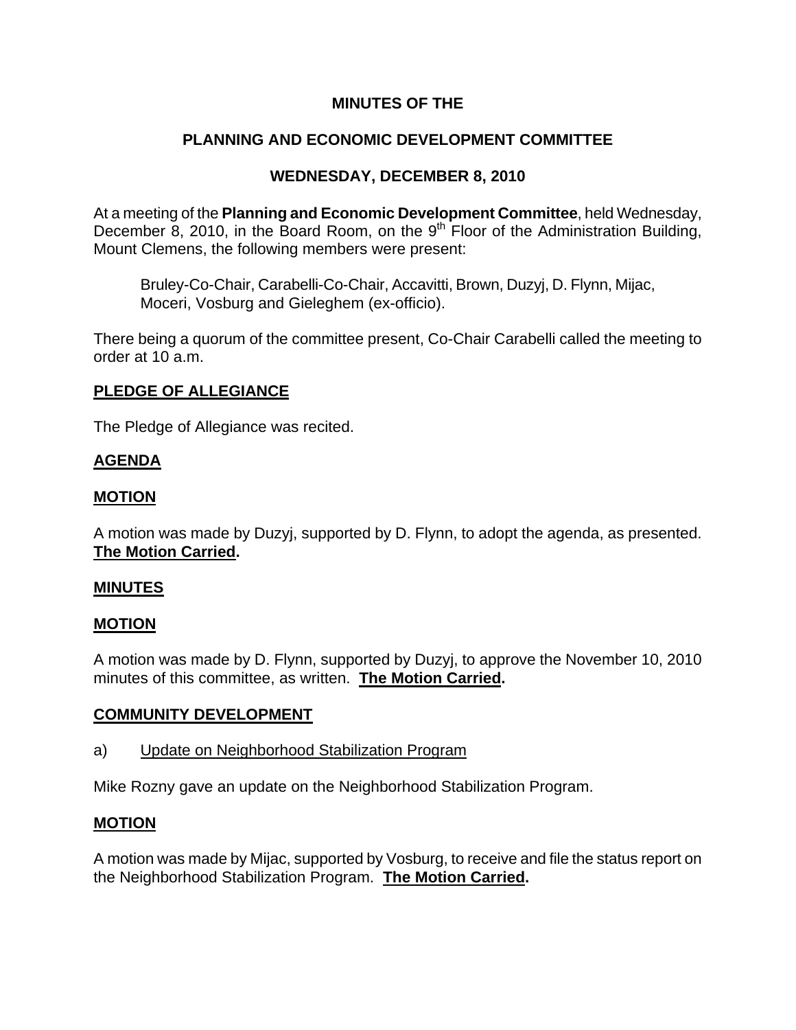# MINUTES OF THE

## PLANNING AND ECONOMIC DEVELOPMENT COMMITTEE

## WEDNESDAY, DECEMBER 8, 2010

At a meeting of the **Planning and Economic Development Committee**, held Wednesday, December 8, 2010, in the Board Room, on the 9th Floor of the Administration Building, Mount Clemens, the following members were present:

> Bruley-Co-Chair, Carabelli-Co-Chair, Accavitti, Brown, Duzyj, D. Flynn, Mijac, Moceri, Vosburg and Gieleghem (ex-officio).

There being a quorum of the committee present, Co-Chair Carabelli called the meeting to order at 10 a.m.

### PLEDGE OF ALLEGIANCE

The Pledge of Allegiance was recited.

### AGENDA

### MOTION

A motion was made by Duzyj, supported by D. Flynn, to adopt the agenda, as presented. **The Motion Carried.**

### MINUTES

### MOTION

A motion was made by D. Flynn, supported by Duzyj, to approve the November 10, 2010 minutes of this committee, as written. **The Motion Carried.**

### COMMUNITY DEVELOPMENT

a) Update on Neighborhood Stabilization Program

Mike Rozny gave an update on the Neighborhood Stabilization Program.

### MOTION

A motion was made by Mijac, supported by Vosburg, to receive and file the status report on the Neighborhood Stabilization Program. **The Motion Carried.**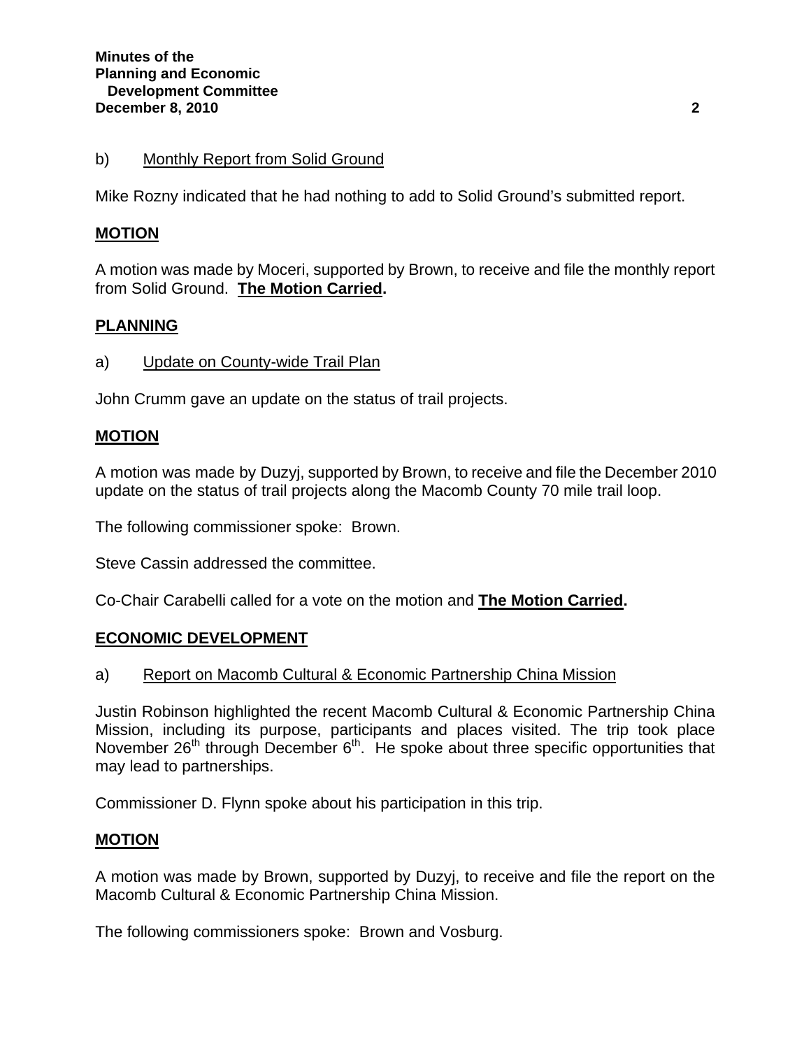b) Monthly Report from Solid Ground

Mike Rozny indicated that he had nothing to add to Solid Ground's submitted report.

**MOTION**

A motion was made by Moceri, supported by Brown, to receive and file the monthly report from Solid Ground. **The Motion Carried.**

**PLANNING**

a) Update on County-wide Trail Plan

John Crumm gave an update on the status of trail projects.

**MOTION**

A motion was made by Duzyj, supported by Brown, to receive and file the December 2010 update on the status of trail projects along the Macomb County 70 mile trail loop.

The following commissioner spoke: Brown.

Steve Cassin addressed the committee.

Co-Chair Carabelli called for a vote on the motion and **The Motion Carried.**

**ECONOMIC DEVELOPMENT**

a) Report on Macomb Cultural & Economic Partnership China Mission

Justin Robinson highlighted the recent Macomb Cultural & Economic Partnership China Mission, including its purpose, participants and places visited. The trip took place November 26th through December 6th. He spoke about three specific opportunities that may lead to partnerships.

Commissioner D. Flynn spoke about his participation in this trip.

**MOTION**

A motion was made by Brown, supported by Duzyj, to receive and file the report on the Macomb Cultural & Economic Partnership China Mission.

The following commissioners spoke: Brown and Vosburg.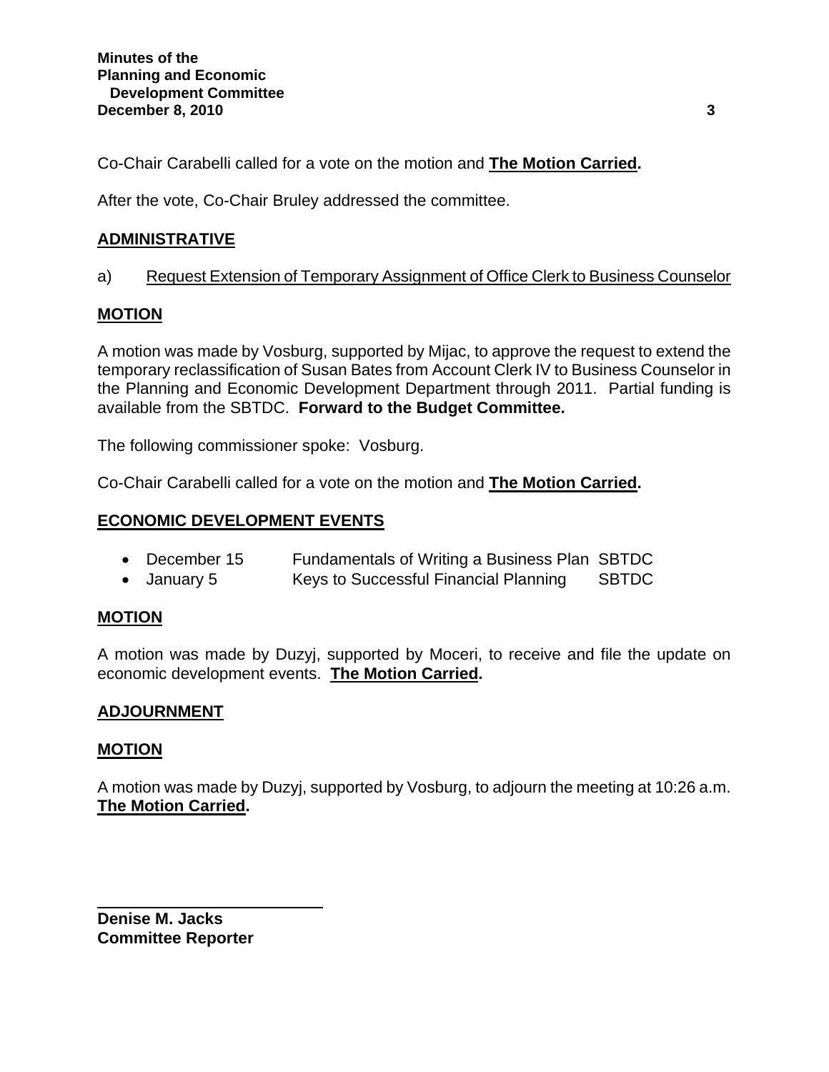Co-Chair Carabelli called for a vote on the motion and **The Motion Carried.**

After the vote, Co-Chair Bruley addressed the committee.

## ADMINISTRATIVE

a) Request Extension of Temporary Assignment of Office Clerk to Business Counselor

### MOTION

A motion was made by Vosburg, supported by Mijac, to approve the request to extend the temporary reclassification of Susan Bates from Account Clerk IV to Business Counselor in the Planning and Economic Development Department through 2011. Partial funding is available from the SBTDC. **Forward to the Budget Committee.**

The following commissioner spoke: Vosburg.

Co-Chair Carabelli called for a vote on the motion and **The Motion Carried.**

## ECONOMIC DEVELOPMENT EVENTS

- December 15 — Fundamentals of Writing a Business Plan — SBTDC
- January 5 — Keys to Successful Financial Planning — SBTDC

### MOTION

A motion was made by Duzyj, supported by Moceri, to receive and file the update on economic development events. **The Motion Carried.**

## ADJOURNMENT

### MOTION

A motion was made by Duzyj, supported by Vosburg, to adjourn the meeting at 10:26 a.m. **The Motion Carried.**

**Denise M. Jacks**
**Committee Reporter**